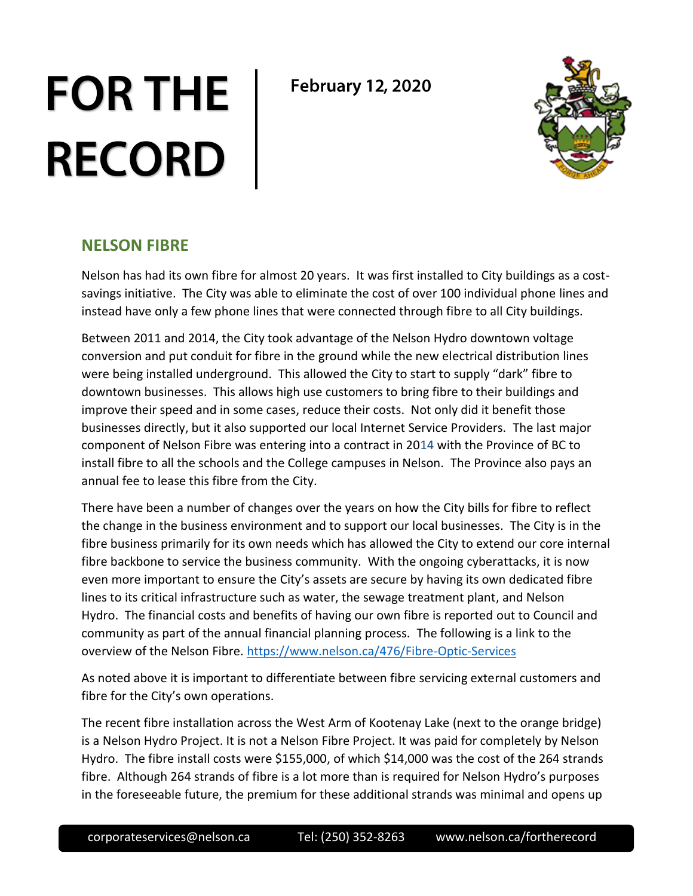# FOR THE RECORD

**February 12, 2020**

## NELSON FIBRE

Nelson has had its own fibre for almost 20 years. It was first installed to City buildings as a cost-savings initiative. The City was able to eliminate the cost of over 100 individual phone lines and instead have only a few phone lines that were connected through fibre to all City buildings.

Between 2011 and 2014, the City took advantage of the Nelson Hydro downtown voltage conversion and put conduit for fibre in the ground while the new electrical distribution lines were being installed underground. This allowed the City to start to supply "dark" fibre to downtown businesses. This allows high use customers to bring fibre to their buildings and improve their speed and in some cases, reduce their costs. Not only did it benefit those businesses directly, but it also supported our local Internet Service Providers. The last major component of Nelson Fibre was entering into a contract in 2014 with the Province of BC to install fibre to all the schools and the College campuses in Nelson. The Province also pays an annual fee to lease this fibre from the City.

There have been a number of changes over the years on how the City bills for fibre to reflect the change in the business environment and to support our local businesses. The City is in the fibre business primarily for its own needs which has allowed the City to extend our core internal fibre backbone to service the business community. With the ongoing cyberattacks, it is now even more important to ensure the City's assets are secure by having its own dedicated fibre lines to its critical infrastructure such as water, the sewage treatment plant, and Nelson Hydro. The financial costs and benefits of having our own fibre is reported out to Council and community as part of the annual financial planning process. The following is a link to the overview of the Nelson Fibre. https://www.nelson.ca/476/Fibre-Optic-Services

As noted above it is important to differentiate between fibre servicing external customers and fibre for the City's own operations.

The recent fibre installation across the West Arm of Kootenay Lake (next to the orange bridge) is a Nelson Hydro Project. It is not a Nelson Fibre Project. It was paid for completely by Nelson Hydro. The fibre install costs were $155,000, of which $14,000 was the cost of the 264 strands fibre. Although 264 strands of fibre is a lot more than is required for Nelson Hydro's purposes in the foreseeable future, the premium for these additional strands was minimal and opens up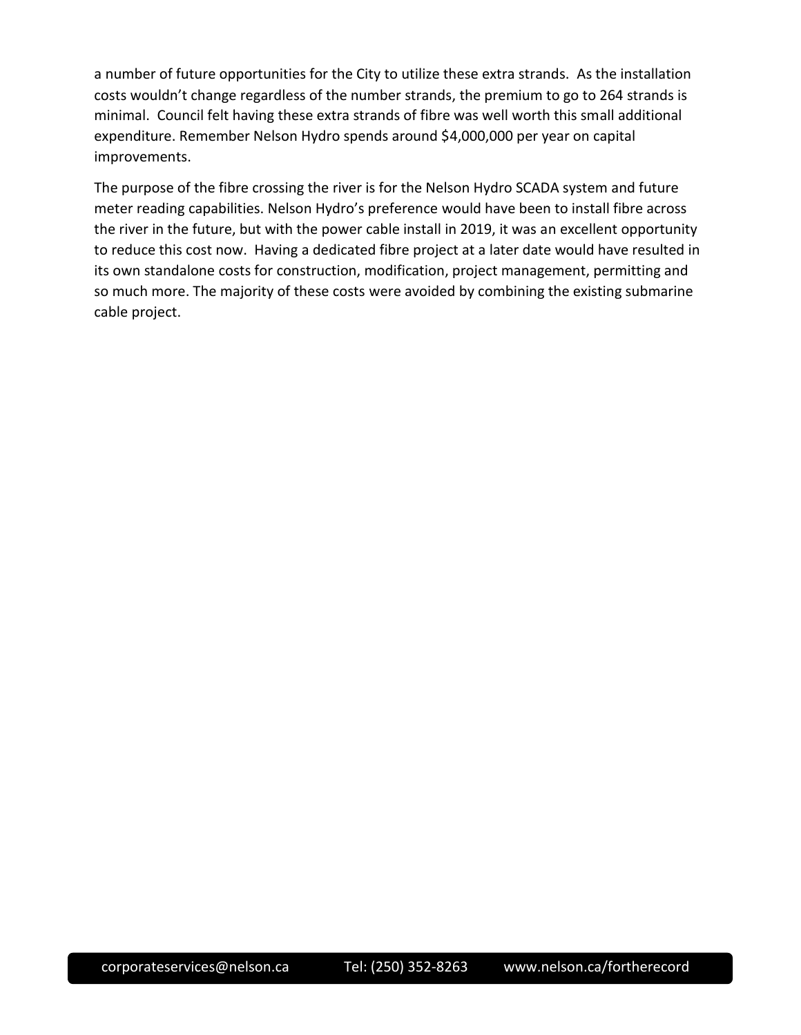a number of future opportunities for the City to utilize these extra strands. As the installation costs wouldn't change regardless of the number strands, the premium to go to 264 strands is minimal. Council felt having these extra strands of fibre was well worth this small additional expenditure. Remember Nelson Hydro spends around $4,000,000 per year on capital improvements.

The purpose of the fibre crossing the river is for the Nelson Hydro SCADA system and future meter reading capabilities. Nelson Hydro's preference would have been to install fibre across the river in the future, but with the power cable install in 2019, it was an excellent opportunity to reduce this cost now. Having a dedicated fibre project at a later date would have resulted in its own standalone costs for construction, modification, project management, permitting and so much more. The majority of these costs were avoided by combining the existing submarine cable project.